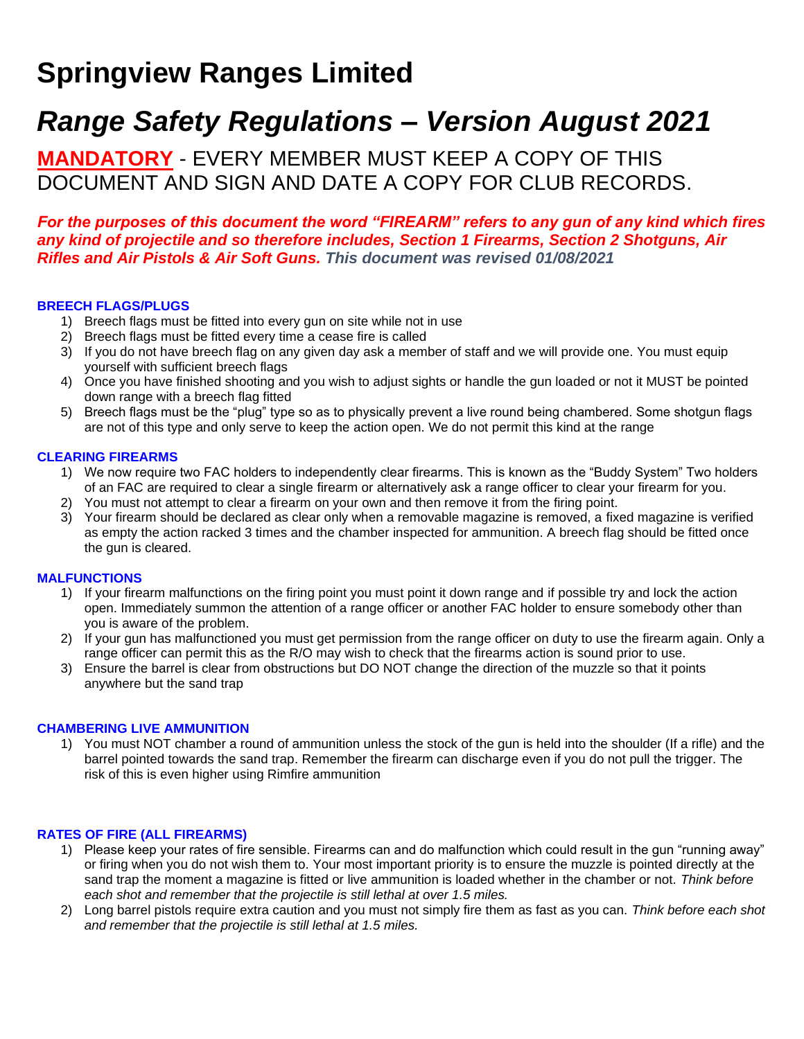# Springview Ranges Limited

# *Range Safety Regulations – Version August 2021*

**MANDATORY** - EVERY MEMBER MUST KEEP A COPY OF THIS DOCUMENT AND SIGN AND DATE A COPY FOR CLUB RECORDS.

***For the purposes of this document the word "FIREARM" refers to any gun of any kind which fires any kind of projectile and so therefore includes, Section 1 Firearms, Section 2 Shotguns, Air Rifles and Air Pistols & Air Soft Guns. This document was revised 01/08/2021***

### BREECH FLAGS/PLUGS

1) Breech flags must be fitted into every gun on site while not in use
2) Breech flags must be fitted every time a cease fire is called
3) If you do not have breech flag on any given day ask a member of staff and we will provide one. You must equip yourself with sufficient breech flags
4) Once you have finished shooting and you wish to adjust sights or handle the gun loaded or not it MUST be pointed down range with a breech flag fitted
5) Breech flags must be the "plug" type so as to physically prevent a live round being chambered. Some shotgun flags are not of this type and only serve to keep the action open. We do not permit this kind at the range

### CLEARING FIREARMS

1) We now require two FAC holders to independently clear firearms. This is known as the "Buddy System" Two holders of an FAC are required to clear a single firearm or alternatively ask a range officer to clear your firearm for you.
2) You must not attempt to clear a firearm on your own and then remove it from the firing point.
3) Your firearm should be declared as clear only when a removable magazine is removed, a fixed magazine is verified as empty the action racked 3 times and the chamber inspected for ammunition. A breech flag should be fitted once the gun is cleared.

### MALFUNCTIONS

1) If your firearm malfunctions on the firing point you must point it down range and if possible try and lock the action open. Immediately summon the attention of a range officer or another FAC holder to ensure somebody other than you is aware of the problem.
2) If your gun has malfunctioned you must get permission from the range officer on duty to use the firearm again. Only a range officer can permit this as the R/O may wish to check that the firearms action is sound prior to use.
3) Ensure the barrel is clear from obstructions but DO NOT change the direction of the muzzle so that it points anywhere but the sand trap

### CHAMBERING LIVE AMMUNITION

1) You must NOT chamber a round of ammunition unless the stock of the gun is held into the shoulder (If a rifle) and the barrel pointed towards the sand trap. Remember the firearm can discharge even if you do not pull the trigger. The risk of this is even higher using Rimfire ammunition

### RATES OF FIRE (ALL FIREARMS)

1) Please keep your rates of fire sensible. Firearms can and do malfunction which could result in the gun "running away" or firing when you do not wish them to. Your most important priority is to ensure the muzzle is pointed directly at the sand trap the moment a magazine is fitted or live ammunition is loaded whether in the chamber or not. *Think before each shot and remember that the projectile is still lethal at over 1.5 miles.*
2) Long barrel pistols require extra caution and you must not simply fire them as fast as you can. *Think before each shot and remember that the projectile is still lethal at 1.5 miles.*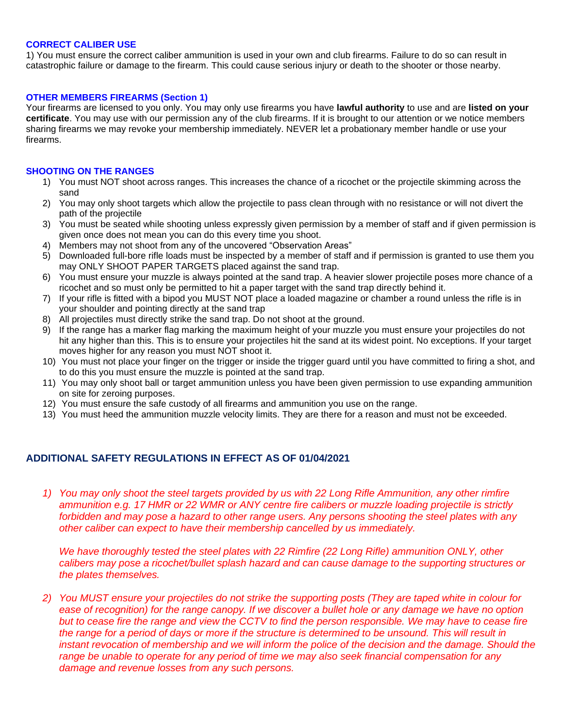### CORRECT CALIBER USE

1) You must ensure the correct caliber ammunition is used in your own and club firearms. Failure to do so can result in catastrophic failure or damage to the firearm. This could cause serious injury or death to the shooter or those nearby.

### OTHER MEMBERS FIREARMS (Section 1)

Your firearms are licensed to you only. You may only use firearms you have **lawful authority** to use and are **listed on your certificate**. You may use with our permission any of the club firearms. If it is brought to our attention or we notice members sharing firearms we may revoke your membership immediately. NEVER let a probationary member handle or use your firearms.

### SHOOTING ON THE RANGES

1) You must NOT shoot across ranges. This increases the chance of a ricochet or the projectile skimming across the sand
2) You may only shoot targets which allow the projectile to pass clean through with no resistance or will not divert the path of the projectile
3) You must be seated while shooting unless expressly given permission by a member of staff and if given permission is given once does not mean you can do this every time you shoot.
4) Members may not shoot from any of the uncovered "Observation Areas"
5) Downloaded full-bore rifle loads must be inspected by a member of staff and if permission is granted to use them you may ONLY SHOOT PAPER TARGETS placed against the sand trap.
6) You must ensure your muzzle is always pointed at the sand trap. A heavier slower projectile poses more chance of a ricochet and so must only be permitted to hit a paper target with the sand trap directly behind it.
7) If your rifle is fitted with a bipod you MUST NOT place a loaded magazine or chamber a round unless the rifle is in your shoulder and pointing directly at the sand trap
8) All projectiles must directly strike the sand trap. Do not shoot at the ground.
9) If the range has a marker flag marking the maximum height of your muzzle you must ensure your projectiles do not hit any higher than this. This is to ensure your projectiles hit the sand at its widest point. No exceptions. If your target moves higher for any reason you must NOT shoot it.
10) You must not place your finger on the trigger or inside the trigger guard until you have committed to firing a shot, and to do this you must ensure the muzzle is pointed at the sand trap.
11) You may only shoot ball or target ammunition unless you have been given permission to use expanding ammunition on site for zeroing purposes.
12) You must ensure the safe custody of all firearms and ammunition you use on the range.
13) You must heed the ammunition muzzle velocity limits. They are there for a reason and must not be exceeded.

## ADDITIONAL SAFETY REGULATIONS IN EFFECT AS OF 01/04/2021

1) *You may only shoot the steel targets provided by us with 22 Long Rifle Ammunition, any other rimfire ammunition e.g. 17 HMR or 22 WMR or ANY centre fire calibers or muzzle loading projectile is strictly forbidden and may pose a hazard to other range users. Any persons shooting the steel plates with any other caliber can expect to have their membership cancelled by us immediately.*

   *We have thoroughly tested the steel plates with 22 Rimfire (22 Long Rifle) ammunition ONLY, other calibers may pose a ricochet/bullet splash hazard and can cause damage to the supporting structures or the plates themselves.*

2) *You MUST ensure your projectiles do not strike the supporting posts (They are taped white in colour for ease of recognition) for the range canopy. If we discover a bullet hole or any damage we have no option but to cease fire the range and view the CCTV to find the person responsible. We may have to cease fire the range for a period of days or more if the structure is determined to be unsound. This will result in instant revocation of membership and we will inform the police of the decision and the damage. Should the range be unable to operate for any period of time we may also seek financial compensation for any damage and revenue losses from any such persons.*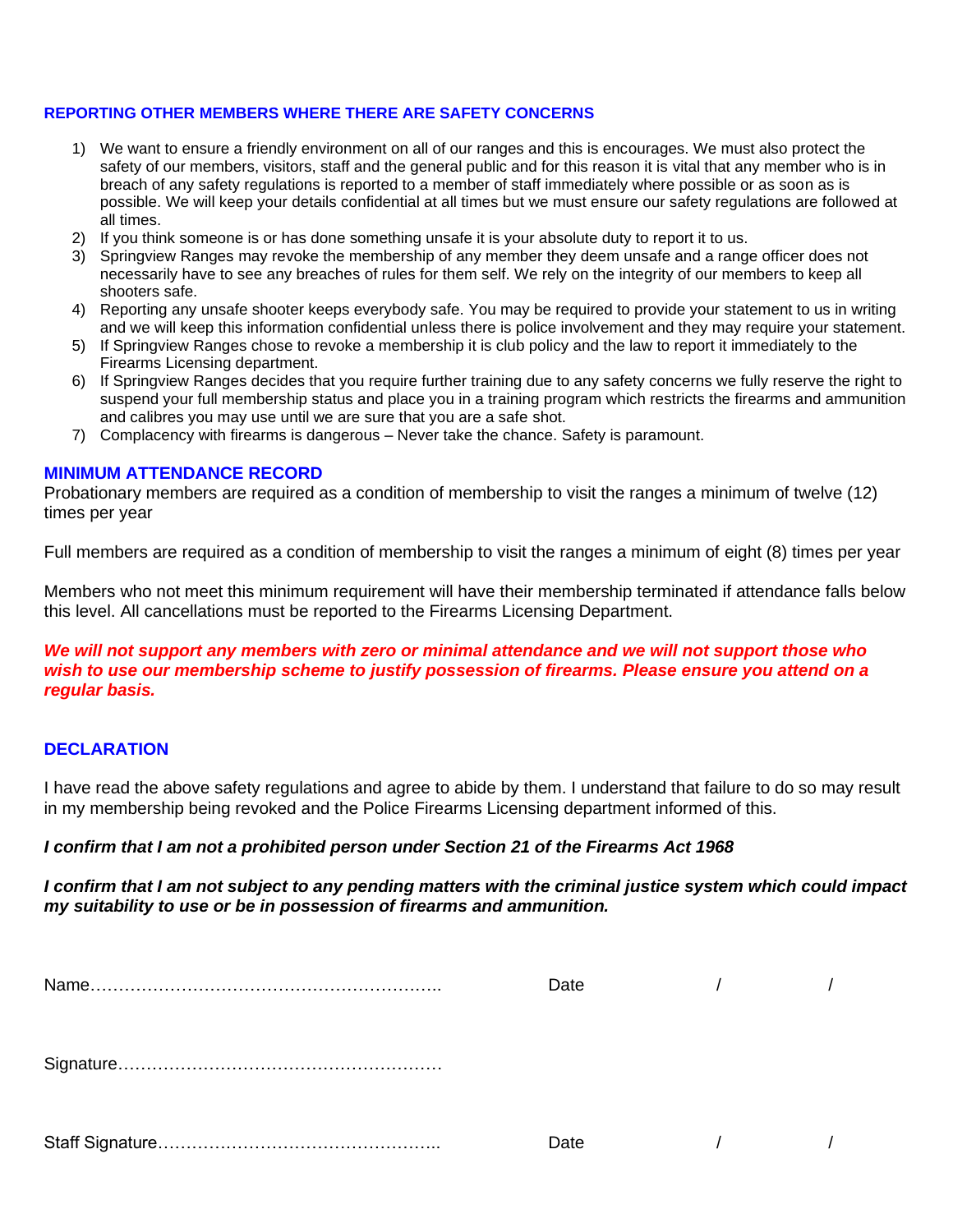## REPORTING OTHER MEMBERS WHERE THERE ARE SAFETY CONCERNS

1) We want to ensure a friendly environment on all of our ranges and this is encourages. We must also protect the safety of our members, visitors, staff and the general public and for this reason it is vital that any member who is in breach of any safety regulations is reported to a member of staff immediately where possible or as soon as is possible. We will keep your details confidential at all times but we must ensure our safety regulations are followed at all times.
2) If you think someone is or has done something unsafe it is your absolute duty to report it to us.
3) Springview Ranges may revoke the membership of any member they deem unsafe and a range officer does not necessarily have to see any breaches of rules for them self. We rely on the integrity of our members to keep all shooters safe.
4) Reporting any unsafe shooter keeps everybody safe. You may be required to provide your statement to us in writing and we will keep this information confidential unless there is police involvement and they may require your statement.
5) If Springview Ranges chose to revoke a membership it is club policy and the law to report it immediately to the Firearms Licensing department.
6) If Springview Ranges decides that you require further training due to any safety concerns we fully reserve the right to suspend your full membership status and place you in a training program which restricts the firearms and ammunition and calibres you may use until we are sure that you are a safe shot.
7) Complacency with firearms is dangerous – Never take the chance. Safety is paramount.

## MINIMUM ATTENDANCE RECORD

Probationary members are required as a condition of membership to visit the ranges a minimum of twelve (12) times per year

Full members are required as a condition of membership to visit the ranges a minimum of eight (8) times per year

Members who not meet this minimum requirement will have their membership terminated if attendance falls below this level. All cancellations must be reported to the Firearms Licensing Department.

***We will not support any members with zero or minimal attendance and we will not support those who wish to use our membership scheme to justify possession of firearms. Please ensure you attend on a regular basis.***

## DECLARATION

I have read the above safety regulations and agree to abide by them. I understand that failure to do so may result in my membership being revoked and the Police Firearms Licensing department informed of this.

***I confirm that I am not a prohibited person under Section 21 of the Firearms Act 1968***

***I confirm that I am not subject to any pending matters with the criminal justice system which could impact my suitability to use or be in possession of firearms and ammunition.***

Name…………………………………………………….. Date / /

Signature…………………………………………………

Staff Signature………………………………………….. Date / /